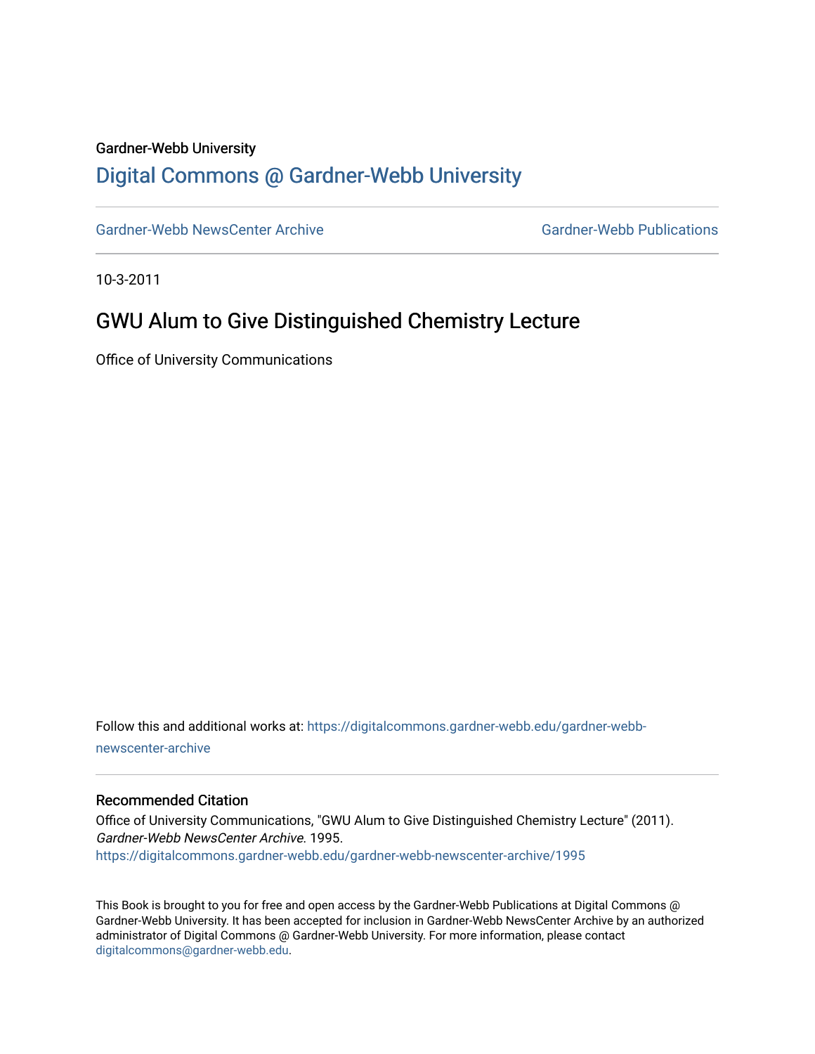Gardner-Webb University

# Digital Commons @ Gardner-Webb University

Gardner-Webb NewsCenter Archive

Gardner-Webb Publications

10-3-2011

## GWU Alum to Give Distinguished Chemistry Lecture

Office of University Communications

Follow this and additional works at: https://digitalcommons.gardner-webb.edu/gardner-webb-newscenter-archive

### Recommended Citation

Office of University Communications, "GWU Alum to Give Distinguished Chemistry Lecture" (2011). *Gardner-Webb NewsCenter Archive*. 1995.
https://digitalcommons.gardner-webb.edu/gardner-webb-newscenter-archive/1995

This Book is brought to you for free and open access by the Gardner-Webb Publications at Digital Commons @ Gardner-Webb University. It has been accepted for inclusion in Gardner-Webb NewsCenter Archive by an authorized administrator of Digital Commons @ Gardner-Webb University. For more information, please contact digitalcommons@gardner-webb.edu.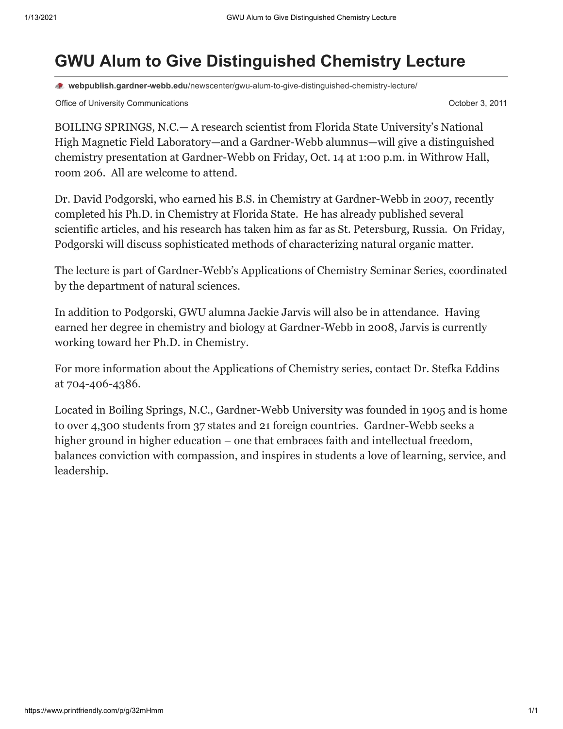# GWU Alum to Give Distinguished Chemistry Lecture

**webpublish.gardner-webb.edu**/newscenter/gwu-alum-to-give-distinguished-chemistry-lecture/

Office of University Communications    October 3, 2011

BOILING SPRINGS, N.C.— A research scientist from Florida State University's National High Magnetic Field Laboratory—and a Gardner-Webb alumnus—will give a distinguished chemistry presentation at Gardner-Webb on Friday, Oct. 14 at 1:00 p.m. in Withrow Hall, room 206. All are welcome to attend.

Dr. David Podgorski, who earned his B.S. in Chemistry at Gardner-Webb in 2007, recently completed his Ph.D. in Chemistry at Florida State. He has already published several scientific articles, and his research has taken him as far as St. Petersburg, Russia. On Friday, Podgorski will discuss sophisticated methods of characterizing natural organic matter.

The lecture is part of Gardner-Webb's Applications of Chemistry Seminar Series, coordinated by the department of natural sciences.

In addition to Podgorski, GWU alumna Jackie Jarvis will also be in attendance. Having earned her degree in chemistry and biology at Gardner-Webb in 2008, Jarvis is currently working toward her Ph.D. in Chemistry.

For more information about the Applications of Chemistry series, contact Dr. Stefka Eddins at 704-406-4386.

Located in Boiling Springs, N.C., Gardner-Webb University was founded in 1905 and is home to over 4,300 students from 37 states and 21 foreign countries. Gardner-Webb seeks a higher ground in higher education – one that embraces faith and intellectual freedom, balances conviction with compassion, and inspires in students a love of learning, service, and leadership.